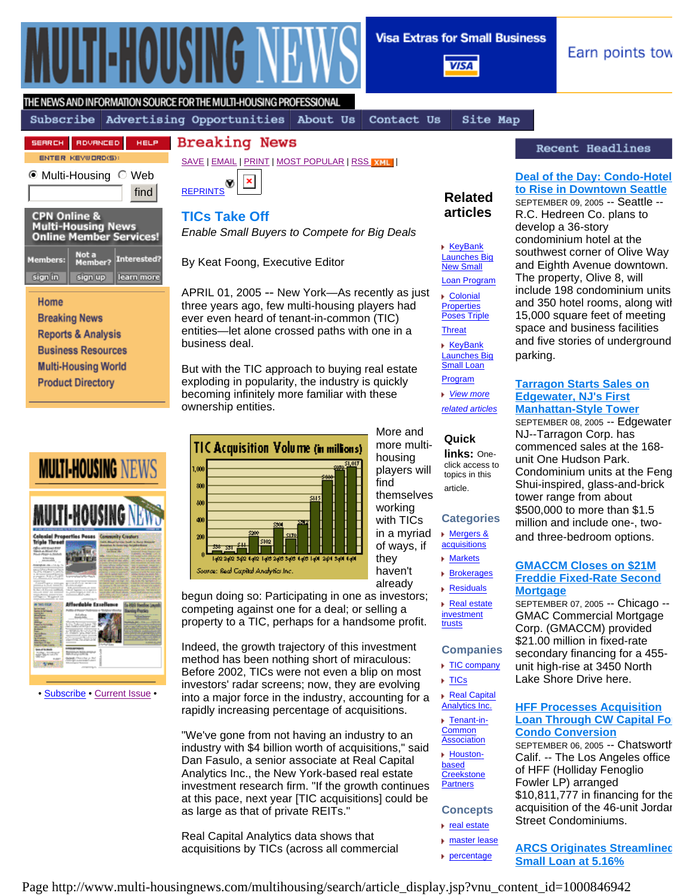# MULTI-HOUSING NEWS

THE NEWS AND INFORMATION SOURCE FOR THE MULTI-HOUSING PROFESSIONAL

Subscribe | Advertising Opportunities | About Us | Contact Us | Site Map

SEARCH | ADVANCED | HELP

ENTER KEYWORD(S):

Multi-Housing / Web — find

CPN Online & Multi-Housing News Online Member Services!

Members: sign in | Not a Member? sign up | Interested? learn more

- Home
- Breaking News
- Reports & Analysis
- Business Resources
- Multi-Housing World
- Product Directory

• Subscribe • Current Issue •

## Breaking News

SAVE | EMAIL | PRINT | MOST POPULAR | RSS XML |

REPRINTS

## TICs Take Off

*Enable Small Buyers to Compete for Big Deals*

By Keat Foong, Executive Editor

APRIL 01, 2005 -- New York—As recently as just three years ago, few multi-housing players had ever even heard of tenant-in-common (TIC) entities—let alone crossed paths with one in a business deal.

But with the TIC approach to buying real estate exploding in popularity, the industry is quickly becoming infinitely more familiar with these ownership entities.

**TIC Acquisition Volume (in millions)**

| Quarter | Volume |
|---|---|
| 1q02 | $38 |
| 2q02 | $31 |
| 3q02 | $44 |
| 4q02 | $200 |
| 1q03 | $102 |
| 2q03 | $501 |
| 3q03 | $170 |
| 4q03 | $242 |
| 1q04 | $515 |
| 2q04 | $868 |
| 3q04 | $970 |
| 4q04 | $1,017 |

Source: Real Capital Analytics Inc.

More and more multi-housing players will find themselves working with TICs in a myriad of ways, if they haven't already begun doing so: Participating in one as investors; competing against one for a deal; or selling a property to a TIC, perhaps for a handsome profit.

Indeed, the growth trajectory of this investment method has been nothing short of miraculous: Before 2002, TICs were not even a blip on most investors' radar screens; now, they are evolving into a major force in the industry, accounting for a rapidly increasing percentage of acquisitions.

"We've gone from not having an industry to an industry with $4 billion worth of acquisitions," said Dan Fasulo, a senior associate at Real Capital Analytics Inc., the New York-based real estate investment research firm. "If the growth continues at this pace, next year [TIC acquisitions] could be as large as that of private REITs."

Real Capital Analytics data shows that acquisitions by TICs (across all commercial

### Related articles

- KeyBank Launches Big New Small Loan Program
- Colonial Properties Poses Triple Threat
- KeyBank Launches Big Small Loan Program
- *View more related articles*

**Quick links:** One-click access to topics in this article.

**Categories**

- Mergers & acquisitions
- Markets
- Brokerages
- Residuals
- Real estate investment trusts

**Companies**

- TIC company
- TICs
- Real Capital Analytics Inc.
- Tenant-in-Common Association
- Houston-based Creekstone Partners

**Concepts**

- real estate
- master lease
- percentage

### Recent Headlines

**Deal of the Day: Condo-Hotel to Rise in Downtown Seattle**
SEPTEMBER 09, 2005 -- Seattle -- R.C. Hedreen Co. plans to develop a 36-story condominium hotel at the southwest corner of Olive Way and Eighth Avenue downtown. The property, Olive 8, will include 198 condominium units and 350 hotel rooms, along with 15,000 square feet of meeting space and business facilities and five stories of underground parking.

**Tarragon Starts Sales on Edgewater, NJ's First Manhattan-Style Tower**
SEPTEMBER 08, 2005 -- Edgewater NJ--Tarragon Corp. has commenced sales at the 168-unit One Hudson Park. Condominium units at the Feng Shui-inspired, glass-and-brick tower range from about $500,000 to more than $1.5 million and include one-, two- and three-bedroom options.

**GMACCM Closes on $21M Freddie Fixed-Rate Second Mortgage**
SEPTEMBER 07, 2005 -- Chicago -- GMAC Commercial Mortgage Corp. (GMACCM) provided $21.00 million in fixed-rate secondary financing for a 455-unit high-rise at 3450 North Lake Shore Drive here.

**HFF Processes Acquisition Loan Through CW Capital Fo Condo Conversion**
SEPTEMBER 06, 2005 -- Chatsworth Calif. -- The Los Angeles office of HFF (Holliday Fenoglio Fowler LP) arranged $10,811,777 in financing for the acquisition of the 46-unit Jordan Street Condominiums.

**ARCS Originates Streamlined Small Loan at 5.16%**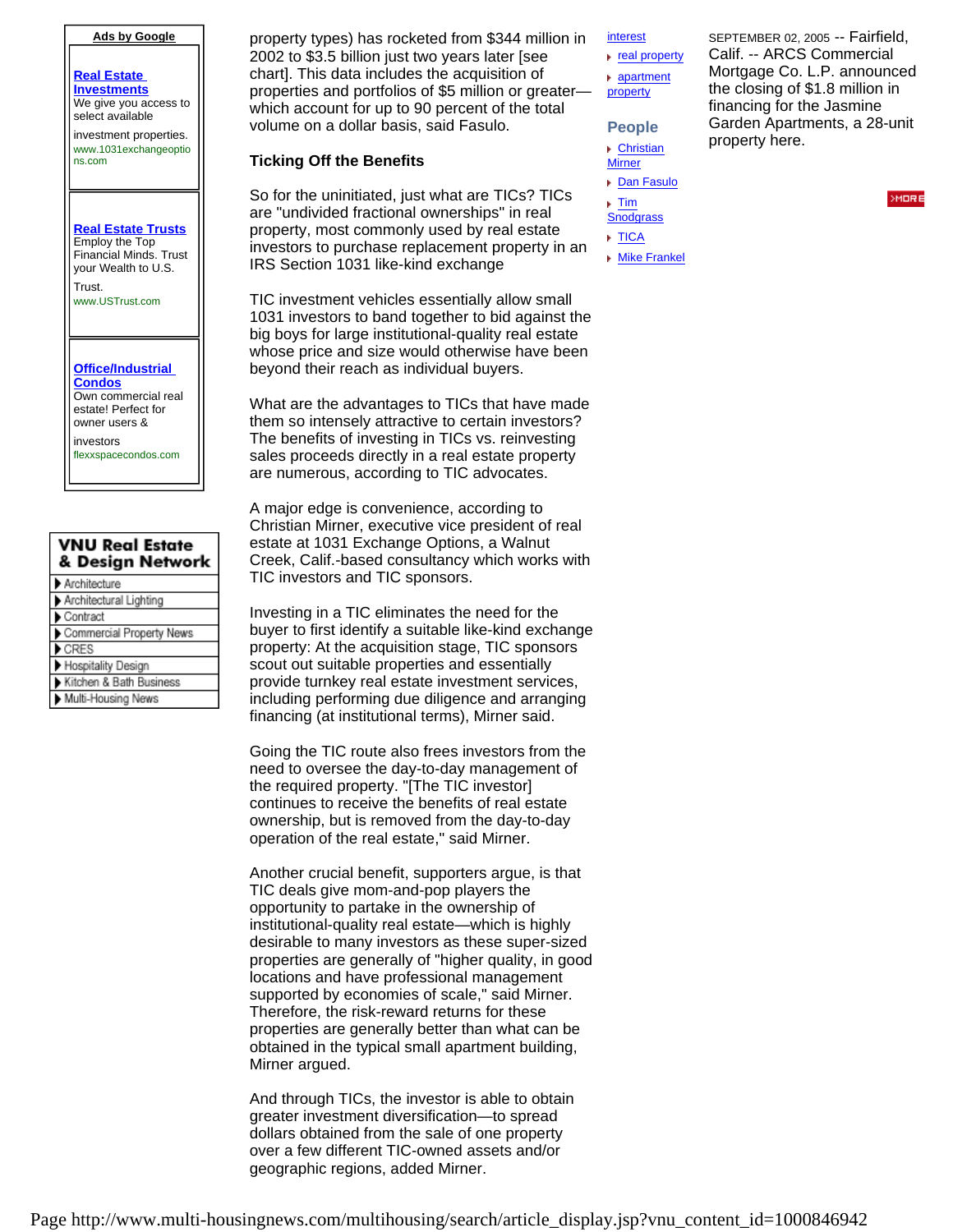**Ads by Google**

**Real Estate Investments**
We give you access to select available investment properties.
www.1031exchangeoptions.com

**Real Estate Trusts**
Employ the Top Financial Minds. Trust your Wealth to U.S. Trust.
www.USTrust.com

**Office/Industrial Condos**
Own commercial real estate! Perfect for owner users & investors
flexxspacecondos.com

**VNU Real Estate & Design Network**

- Architecture
- Architectural Lighting
- Contract
- Commercial Property News
- CRES
- Hospitality Design
- Kitchen & Bath Business
- Multi-Housing News

property types) has rocketed from $344 million in 2002 to $3.5 billion just two years later [see chart]. This data includes the acquisition of properties and portfolios of $5 million or greater—which account for up to 90 percent of the total volume on a dollar basis, said Fasulo.

**Ticking Off the Benefits**

So for the uninitiated, just what are TICs? TICs are "undivided fractional ownerships" in real property, most commonly used by real estate investors to purchase replacement property in an IRS Section 1031 like-kind exchange

TIC investment vehicles essentially allow small 1031 investors to band together to bid against the big boys for large institutional-quality real estate whose price and size would otherwise have been beyond their reach as individual buyers.

What are the advantages to TICs that have made them so intensely attractive to certain investors? The benefits of investing in TICs vs. reinvesting sales proceeds directly in a real estate property are numerous, according to TIC advocates.

A major edge is convenience, according to Christian Mirner, executive vice president of real estate at 1031 Exchange Options, a Walnut Creek, Calif.-based consultancy which works with TIC investors and TIC sponsors.

Investing in a TIC eliminates the need for the buyer to first identify a suitable like-kind exchange property: At the acquisition stage, TIC sponsors scout out suitable properties and essentially provide turnkey real estate investment services, including performing due diligence and arranging financing (at institutional terms), Mirner said.

Going the TIC route also frees investors from the need to oversee the day-to-day management of the required property. "[The TIC investor] continues to receive the benefits of real estate ownership, but is removed from the day-to-day operation of the real estate," said Mirner.

Another crucial benefit, supporters argue, is that TIC deals give mom-and-pop players the opportunity to partake in the ownership of institutional-quality real estate—which is highly desirable to many investors as these super-sized properties are generally of "higher quality, in good locations and have professional management supported by economies of scale," said Mirner. Therefore, the risk-reward returns for these properties are generally better than what can be obtained in the typical small apartment building, Mirner argued.

And through TICs, the investor is able to obtain greater investment diversification—to spread dollars obtained from the sale of one property over a few different TIC-owned assets and/or geographic regions, added Mirner.

- interest
- real property
- apartment property

**People**

- Christian Mirner
- Dan Fasulo
- Tim Snodgrass
- TICA
- Mike Frankel

SEPTEMBER 02, 2005 -- Fairfield, Calif. -- ARCS Commercial Mortgage Co. L.P. announced the closing of $1.8 million in financing for the Jasmine Garden Apartments, a 28-unit property here.

MORE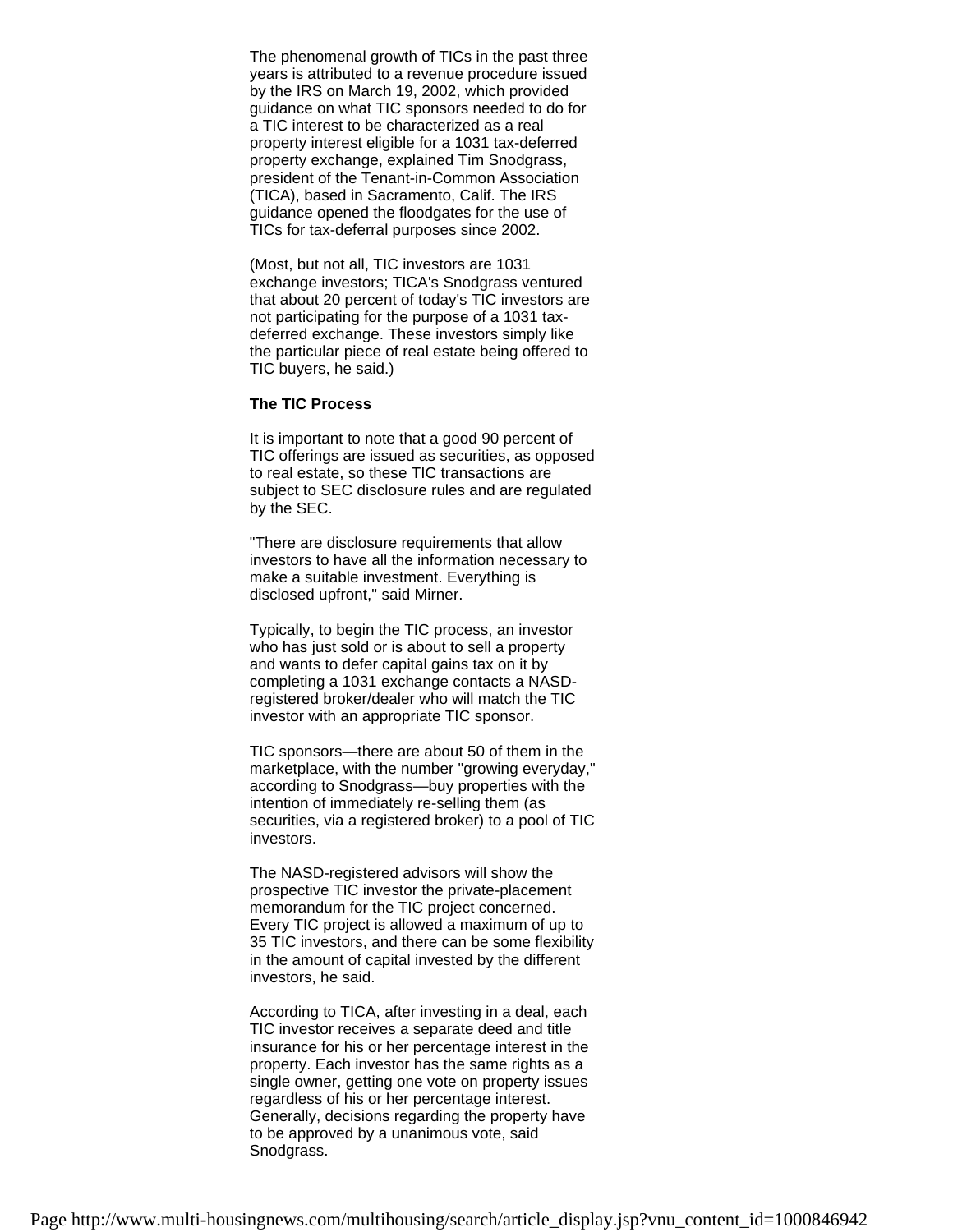The phenomenal growth of TICs in the past three years is attributed to a revenue procedure issued by the IRS on March 19, 2002, which provided guidance on what TIC sponsors needed to do for a TIC interest to be characterized as a real property interest eligible for a 1031 tax-deferred property exchange, explained Tim Snodgrass, president of the Tenant-in-Common Association (TICA), based in Sacramento, Calif. The IRS guidance opened the floodgates for the use of TICs for tax-deferral purposes since 2002.

(Most, but not all, TIC investors are 1031 exchange investors; TICA's Snodgrass ventured that about 20 percent of today's TIC investors are not participating for the purpose of a 1031 tax-deferred exchange. These investors simply like the particular piece of real estate being offered to TIC buyers, he said.)

**The TIC Process**

It is important to note that a good 90 percent of TIC offerings are issued as securities, as opposed to real estate, so these TIC transactions are subject to SEC disclosure rules and are regulated by the SEC.

"There are disclosure requirements that allow investors to have all the information necessary to make a suitable investment. Everything is disclosed upfront," said Mirner.

Typically, to begin the TIC process, an investor who has just sold or is about to sell a property and wants to defer capital gains tax on it by completing a 1031 exchange contacts a NASD-registered broker/dealer who will match the TIC investor with an appropriate TIC sponsor.

TIC sponsors—there are about 50 of them in the marketplace, with the number "growing everyday," according to Snodgrass—buy properties with the intention of immediately re-selling them (as securities, via a registered broker) to a pool of TIC investors.

The NASD-registered advisors will show the prospective TIC investor the private-placement memorandum for the TIC project concerned. Every TIC project is allowed a maximum of up to 35 TIC investors, and there can be some flexibility in the amount of capital invested by the different investors, he said.

According to TICA, after investing in a deal, each TIC investor receives a separate deed and title insurance for his or her percentage interest in the property. Each investor has the same rights as a single owner, getting one vote on property issues regardless of his or her percentage interest. Generally, decisions regarding the property have to be approved by a unanimous vote, said Snodgrass.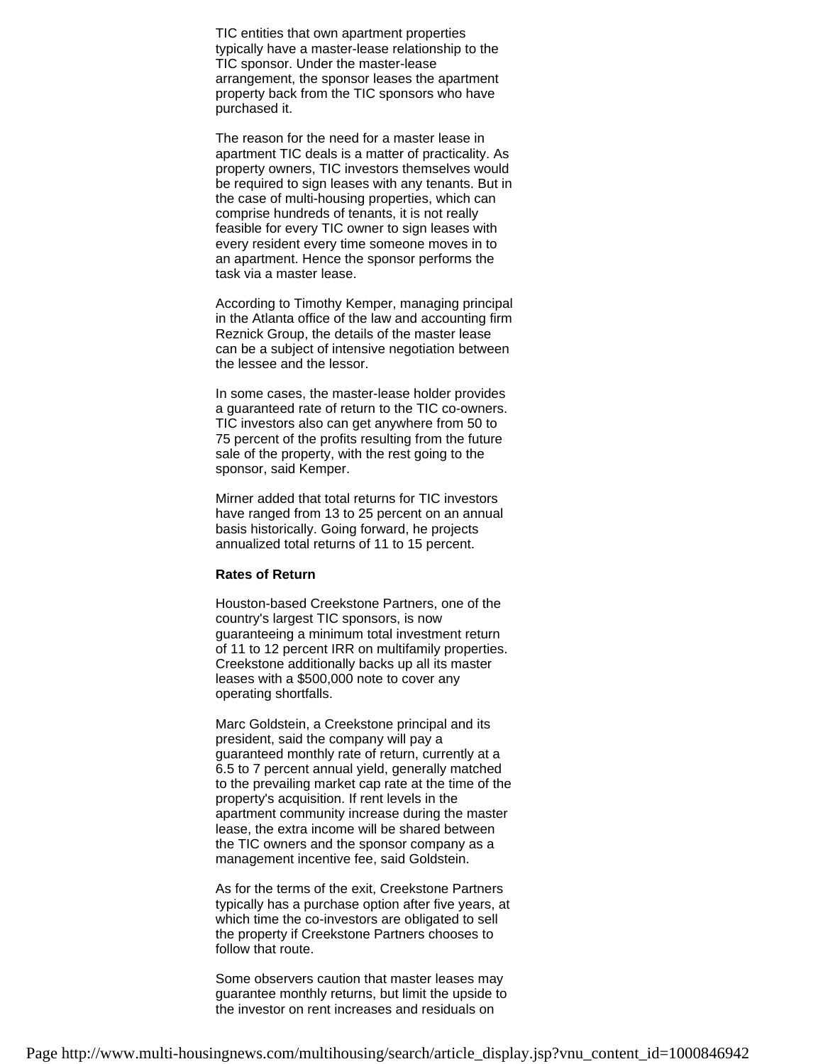TIC entities that own apartment properties typically have a master-lease relationship to the TIC sponsor. Under the master-lease arrangement, the sponsor leases the apartment property back from the TIC sponsors who have purchased it.

The reason for the need for a master lease in apartment TIC deals is a matter of practicality. As property owners, TIC investors themselves would be required to sign leases with any tenants. But in the case of multi-housing properties, which can comprise hundreds of tenants, it is not really feasible for every TIC owner to sign leases with every resident every time someone moves in to an apartment. Hence the sponsor performs the task via a master lease.

According to Timothy Kemper, managing principal in the Atlanta office of the law and accounting firm Reznick Group, the details of the master lease can be a subject of intensive negotiation between the lessee and the lessor.

In some cases, the master-lease holder provides a guaranteed rate of return to the TIC co-owners. TIC investors also can get anywhere from 50 to 75 percent of the profits resulting from the future sale of the property, with the rest going to the sponsor, said Kemper.

Mirner added that total returns for TIC investors have ranged from 13 to 25 percent on an annual basis historically. Going forward, he projects annualized total returns of 11 to 15 percent.

**Rates of Return**

Houston-based Creekstone Partners, one of the country's largest TIC sponsors, is now guaranteeing a minimum total investment return of 11 to 12 percent IRR on multifamily properties. Creekstone additionally backs up all its master leases with a $500,000 note to cover any operating shortfalls.

Marc Goldstein, a Creekstone principal and its president, said the company will pay a guaranteed monthly rate of return, currently at a 6.5 to 7 percent annual yield, generally matched to the prevailing market cap rate at the time of the property's acquisition. If rent levels in the apartment community increase during the master lease, the extra income will be shared between the TIC owners and the sponsor company as a management incentive fee, said Goldstein.

As for the terms of the exit, Creekstone Partners typically has a purchase option after five years, at which time the co-investors are obligated to sell the property if Creekstone Partners chooses to follow that route.

Some observers caution that master leases may guarantee monthly returns, but limit the upside to the investor on rent increases and residuals on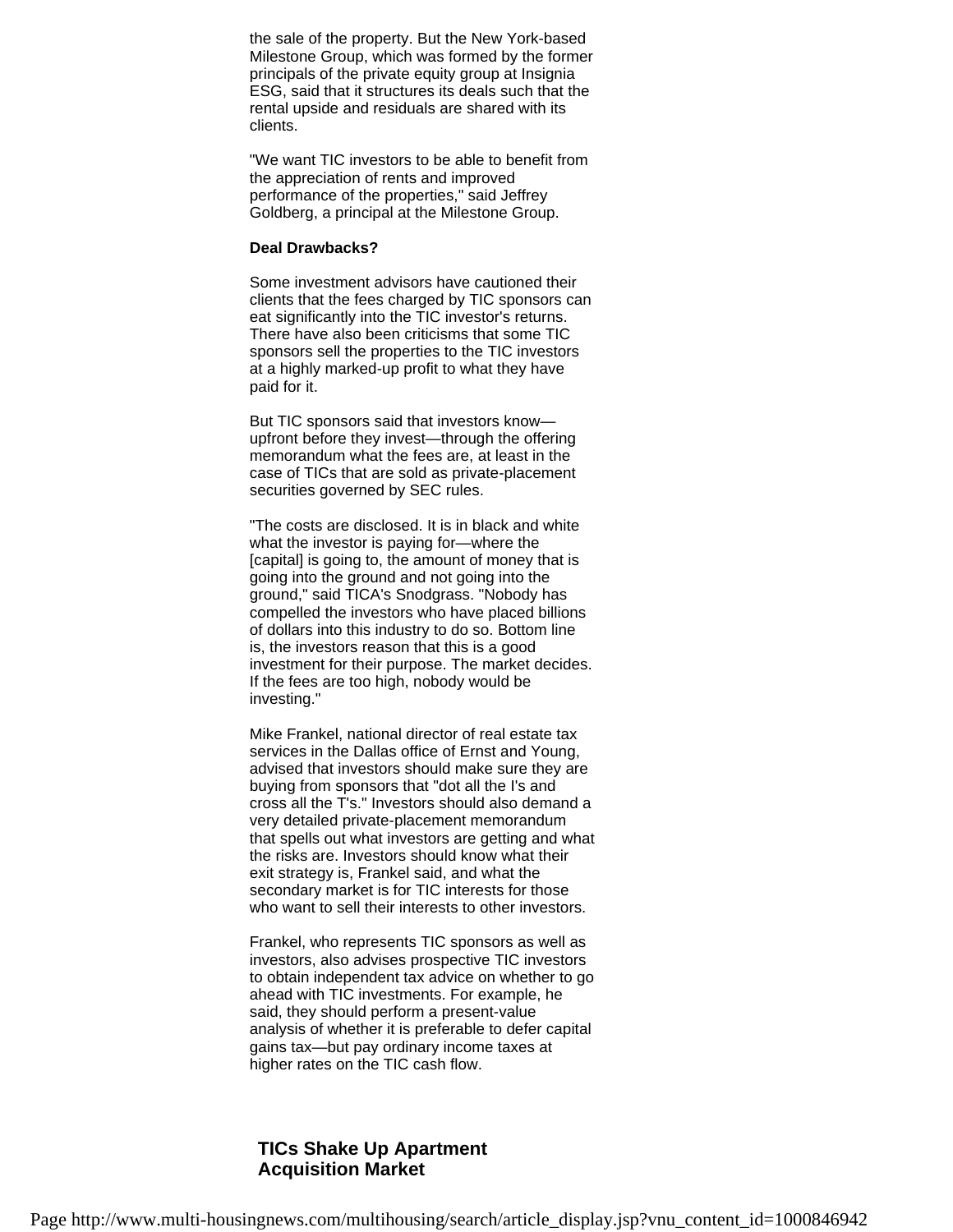the sale of the property. But the New York-based Milestone Group, which was formed by the former principals of the private equity group at Insignia ESG, said that it structures its deals such that the rental upside and residuals are shared with its clients.

"We want TIC investors to be able to benefit from the appreciation of rents and improved performance of the properties," said Jeffrey Goldberg, a principal at the Milestone Group.

**Deal Drawbacks?**

Some investment advisors have cautioned their clients that the fees charged by TIC sponsors can eat significantly into the TIC investor's returns. There have also been criticisms that some TIC sponsors sell the properties to the TIC investors at a highly marked-up profit to what they have paid for it.

But TIC sponsors said that investors know—upfront before they invest—through the offering memorandum what the fees are, at least in the case of TICs that are sold as private-placement securities governed by SEC rules.

"The costs are disclosed. It is in black and white what the investor is paying for—where the [capital] is going to, the amount of money that is going into the ground and not going into the ground," said TICA's Snodgrass. "Nobody has compelled the investors who have placed billions of dollars into this industry to do so. Bottom line is, the investors reason that this is a good investment for their purpose. The market decides. If the fees are too high, nobody would be investing."

Mike Frankel, national director of real estate tax services in the Dallas office of Ernst and Young, advised that investors should make sure they are buying from sponsors that "dot all the I's and cross all the T's." Investors should also demand a very detailed private-placement memorandum that spells out what investors are getting and what the risks are. Investors should know what their exit strategy is, Frankel said, and what the secondary market is for TIC interests for those who want to sell their interests to other investors.

Frankel, who represents TIC sponsors as well as investors, also advises prospective TIC investors to obtain independent tax advice on whether to go ahead with TIC investments. For example, he said, they should perform a present-value analysis of whether it is preferable to defer capital gains tax—but pay ordinary income taxes at higher rates on the TIC cash flow.

**TICs Shake Up Apartment Acquisition Market**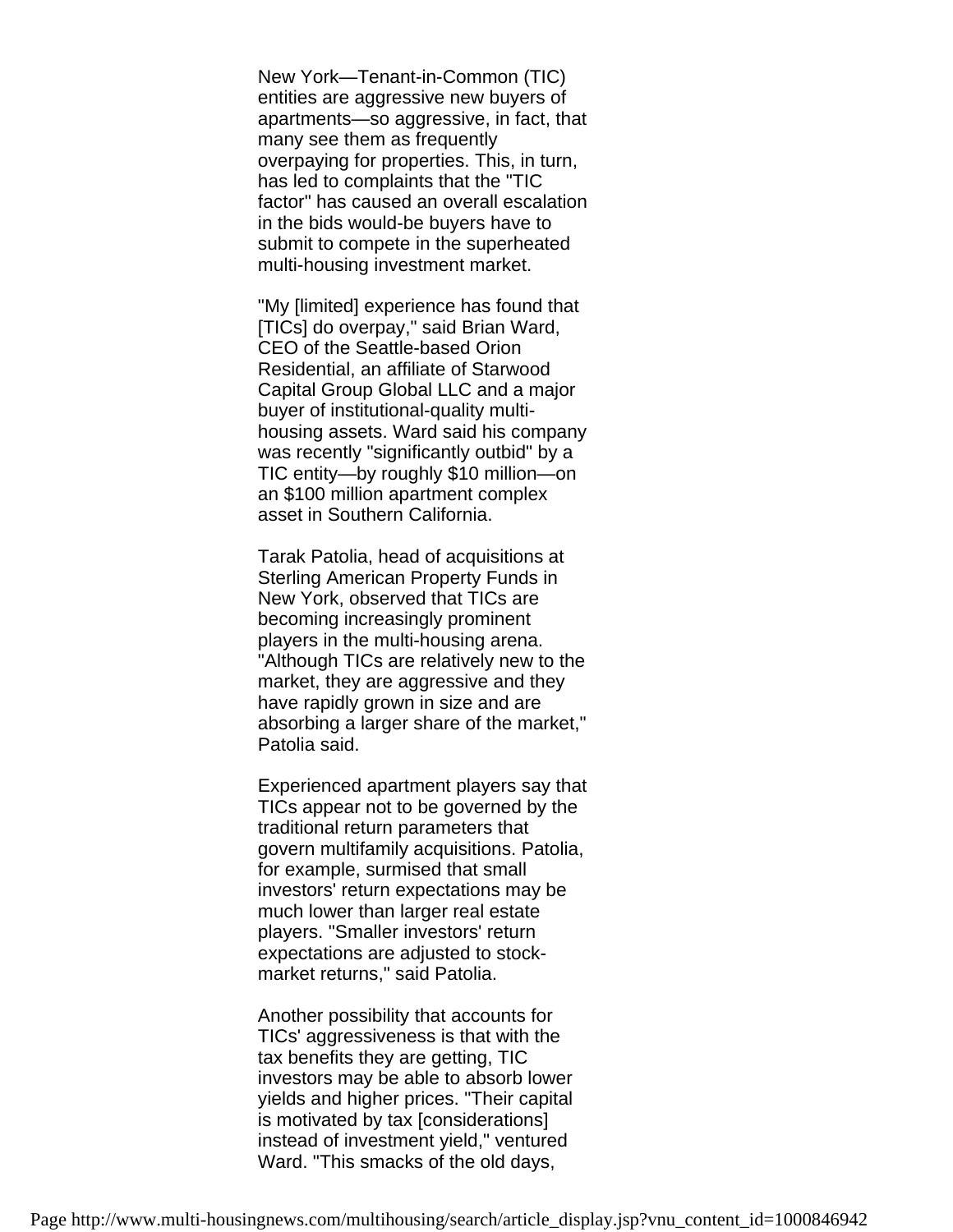New York—Tenant-in-Common (TIC) entities are aggressive new buyers of apartments—so aggressive, in fact, that many see them as frequently overpaying for properties. This, in turn, has led to complaints that the "TIC factor" has caused an overall escalation in the bids would-be buyers have to submit to compete in the superheated multi-housing investment market.

"My [limited] experience has found that [TICs] do overpay," said Brian Ward, CEO of the Seattle-based Orion Residential, an affiliate of Starwood Capital Group Global LLC and a major buyer of institutional-quality multi-housing assets. Ward said his company was recently "significantly outbid" by a TIC entity—by roughly $10 million—on an $100 million apartment complex asset in Southern California.

Tarak Patolia, head of acquisitions at Sterling American Property Funds in New York, observed that TICs are becoming increasingly prominent players in the multi-housing arena. "Although TICs are relatively new to the market, they are aggressive and they have rapidly grown in size and are absorbing a larger share of the market," Patolia said.

Experienced apartment players say that TICs appear not to be governed by the traditional return parameters that govern multifamily acquisitions. Patolia, for example, surmised that small investors' return expectations may be much lower than larger real estate players. "Smaller investors' return expectations are adjusted to stock-market returns," said Patolia.

Another possibility that accounts for TICs' aggressiveness is that with the tax benefits they are getting, TIC investors may be able to absorb lower yields and higher prices. "Their capital is motivated by tax [considerations] instead of investment yield," ventured Ward. "This smacks of the old days,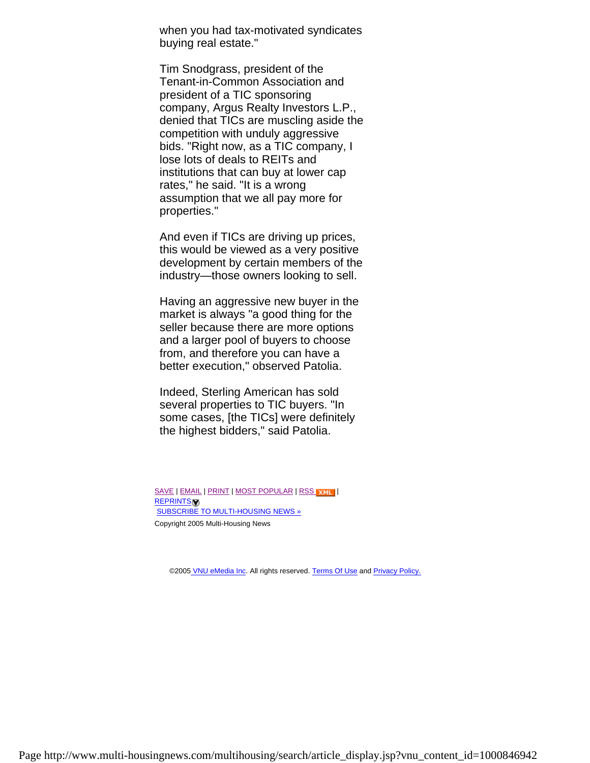when you had tax-motivated syndicates buying real estate."

Tim Snodgrass, president of the Tenant-in-Common Association and president of a TIC sponsoring company, Argus Realty Investors L.P., denied that TICs are muscling aside the competition with unduly aggressive bids. "Right now, as a TIC company, I lose lots of deals to REITs and institutions that can buy at lower cap rates," he said. "It is a wrong assumption that we all pay more for properties."

And even if TICs are driving up prices, this would be viewed as a very positive development by certain members of the industry—those owners looking to sell.

Having an aggressive new buyer in the market is always "a good thing for the seller because there are more options and a larger pool of buyers to choose from, and therefore you can have a better execution," observed Patolia.

Indeed, Sterling American has sold several properties to TIC buyers. "In some cases, [the TICs] were definitely the highest bidders," said Patolia.

SAVE | EMAIL | PRINT | MOST POPULAR | RSS XML | REPRINTS

SUBSCRIBE TO MULTI-HOUSING NEWS »

Copyright 2005 Multi-Housing News

©2005 VNU eMedia Inc. All rights reserved. Terms Of Use and Privacy Policy.